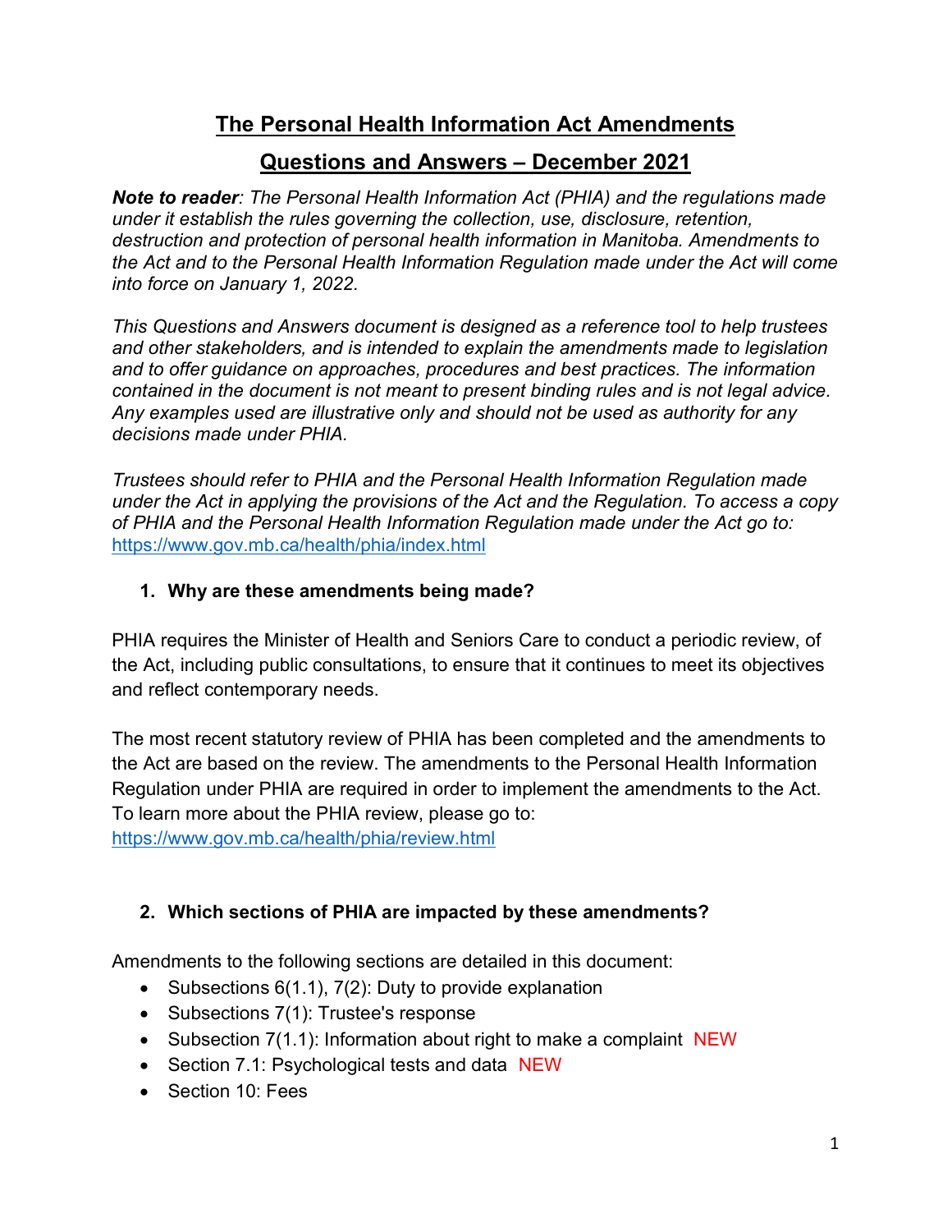# The Personal Health Information Act Amendments

## Questions and Answers – December 2021

***Note to reader****: The Personal Health Information Act (PHIA) and the regulations made under it establish the rules governing the collection, use, disclosure, retention, destruction and protection of personal health information in Manitoba. Amendments to the Act and to the Personal Health Information Regulation made under the Act will come into force on January 1, 2022.*

*This Questions and Answers document is designed as a reference tool to help trustees and other stakeholders, and is intended to explain the amendments made to legislation and to offer guidance on approaches, procedures and best practices. The information contained in the document is not meant to present binding rules and is not legal advice. Any examples used are illustrative only and should not be used as authority for any decisions made under PHIA.*

*Trustees should refer to PHIA and the Personal Health Information Regulation made under the Act in applying the provisions of the Act and the Regulation. To access a copy of PHIA and the Personal Health Information Regulation made under the Act go to:* https://www.gov.mb.ca/health/phia/index.html

### 1. Why are these amendments being made?

PHIA requires the Minister of Health and Seniors Care to conduct a periodic review, of the Act, including public consultations, to ensure that it continues to meet its objectives and reflect contemporary needs.

The most recent statutory review of PHIA has been completed and the amendments to the Act are based on the review. The amendments to the Personal Health Information Regulation under PHIA are required in order to implement the amendments to the Act. To learn more about the PHIA review, please go to: https://www.gov.mb.ca/health/phia/review.html

### 2. Which sections of PHIA are impacted by these amendments?

Amendments to the following sections are detailed in this document:

- Subsections 6(1.1), 7(2): Duty to provide explanation
- Subsections 7(1): Trustee's response
- Subsection 7(1.1): Information about right to make a complaint NEW
- Section 7.1: Psychological tests and data NEW
- Section 10: Fees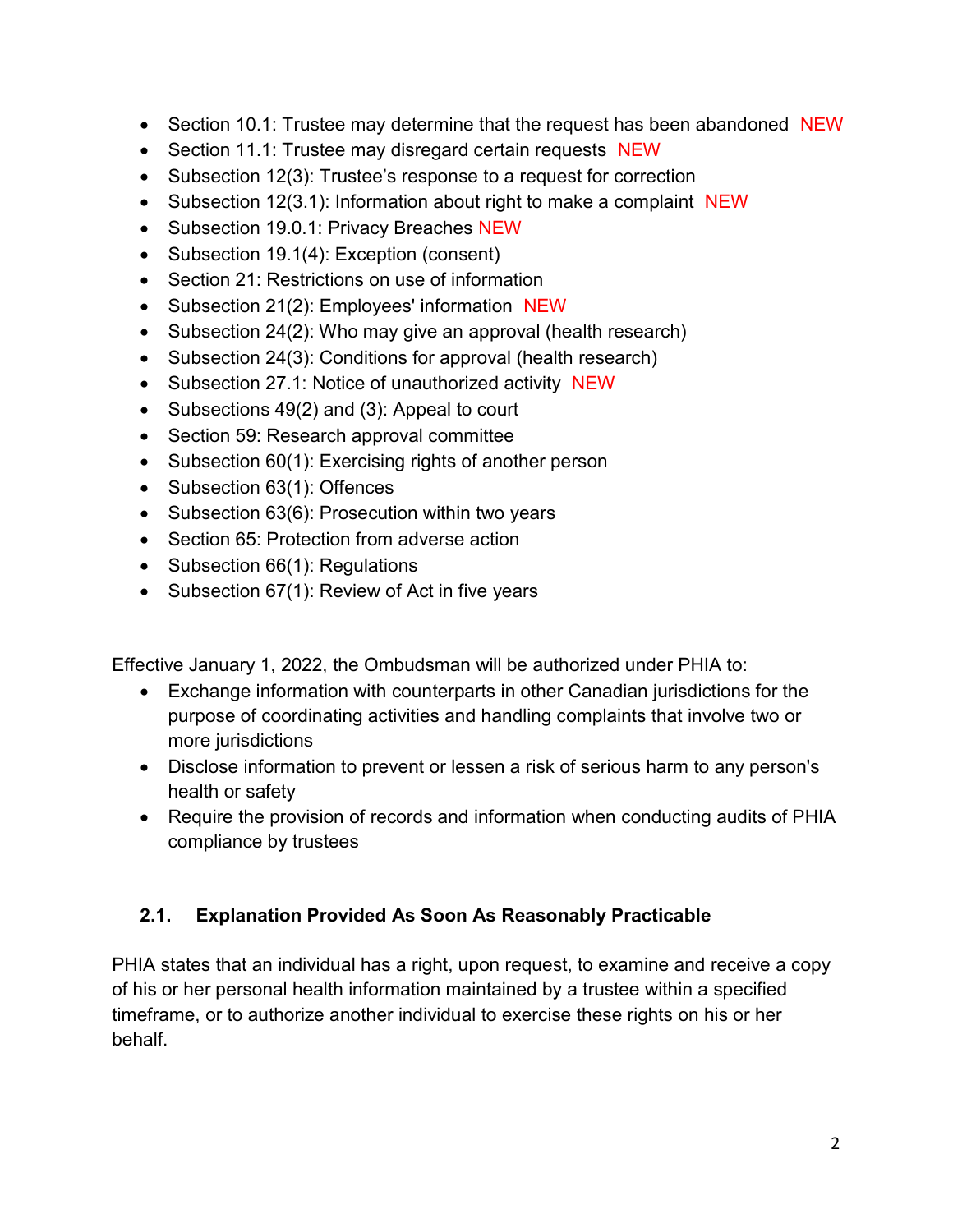- Section 10.1: Trustee may determine that the request has been abandoned NEW
- Section 11.1: Trustee may disregard certain requests NEW
- Subsection 12(3): Trustee's response to a request for correction
- Subsection 12(3.1): Information about right to make a complaint NEW
- Subsection 19.0.1: Privacy Breaches NEW
- Subsection 19.1(4): Exception (consent)
- Section 21: Restrictions on use of information
- Subsection 21(2): Employees' information NEW
- Subsection 24(2): Who may give an approval (health research)
- Subsection 24(3): Conditions for approval (health research)
- Subsection 27.1: Notice of unauthorized activity NEW
- Subsections 49(2) and (3): Appeal to court
- Section 59: Research approval committee
- Subsection 60(1): Exercising rights of another person
- Subsection 63(1): Offences
- Subsection 63(6): Prosecution within two years
- Section 65: Protection from adverse action
- Subsection 66(1): Regulations
- Subsection 67(1): Review of Act in five years

Effective January 1, 2022, the Ombudsman will be authorized under PHIA to:

- Exchange information with counterparts in other Canadian jurisdictions for the purpose of coordinating activities and handling complaints that involve two or more jurisdictions
- Disclose information to prevent or lessen a risk of serious harm to any person's health or safety
- Require the provision of records and information when conducting audits of PHIA compliance by trustees

### 2.1. Explanation Provided As Soon As Reasonably Practicable

PHIA states that an individual has a right, upon request, to examine and receive a copy of his or her personal health information maintained by a trustee within a specified timeframe, or to authorize another individual to exercise these rights on his or her behalf.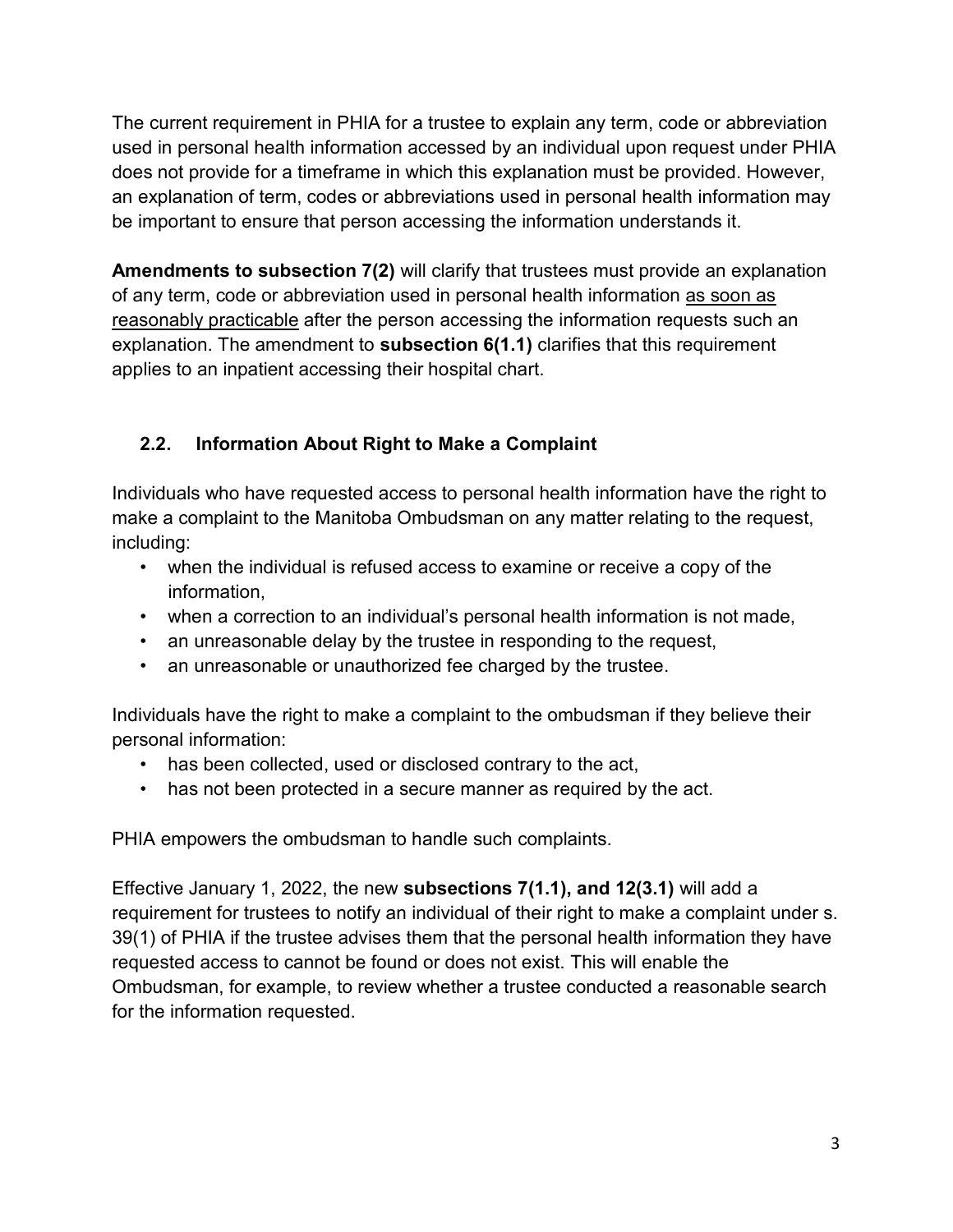The current requirement in PHIA for a trustee to explain any term, code or abbreviation used in personal health information accessed by an individual upon request under PHIA does not provide for a timeframe in which this explanation must be provided. However, an explanation of term, codes or abbreviations used in personal health information may be important to ensure that person accessing the information understands it.

**Amendments to subsection 7(2)** will clarify that trustees must provide an explanation of any term, code or abbreviation used in personal health information <u>as soon as reasonably practicable</u> after the person accessing the information requests such an explanation. The amendment to **subsection 6(1.1)** clarifies that this requirement applies to an inpatient accessing their hospital chart.

## 2.2. Information About Right to Make a Complaint

Individuals who have requested access to personal health information have the right to make a complaint to the Manitoba Ombudsman on any matter relating to the request, including:

- when the individual is refused access to examine or receive a copy of the information,
- when a correction to an individual's personal health information is not made,
- an unreasonable delay by the trustee in responding to the request,
- an unreasonable or unauthorized fee charged by the trustee.

Individuals have the right to make a complaint to the ombudsman if they believe their personal information:

- has been collected, used or disclosed contrary to the act,
- has not been protected in a secure manner as required by the act.

PHIA empowers the ombudsman to handle such complaints.

Effective January 1, 2022, the new **subsections 7(1.1), and 12(3.1)** will add a requirement for trustees to notify an individual of their right to make a complaint under s. 39(1) of PHIA if the trustee advises them that the personal health information they have requested access to cannot be found or does not exist. This will enable the Ombudsman, for example, to review whether a trustee conducted a reasonable search for the information requested.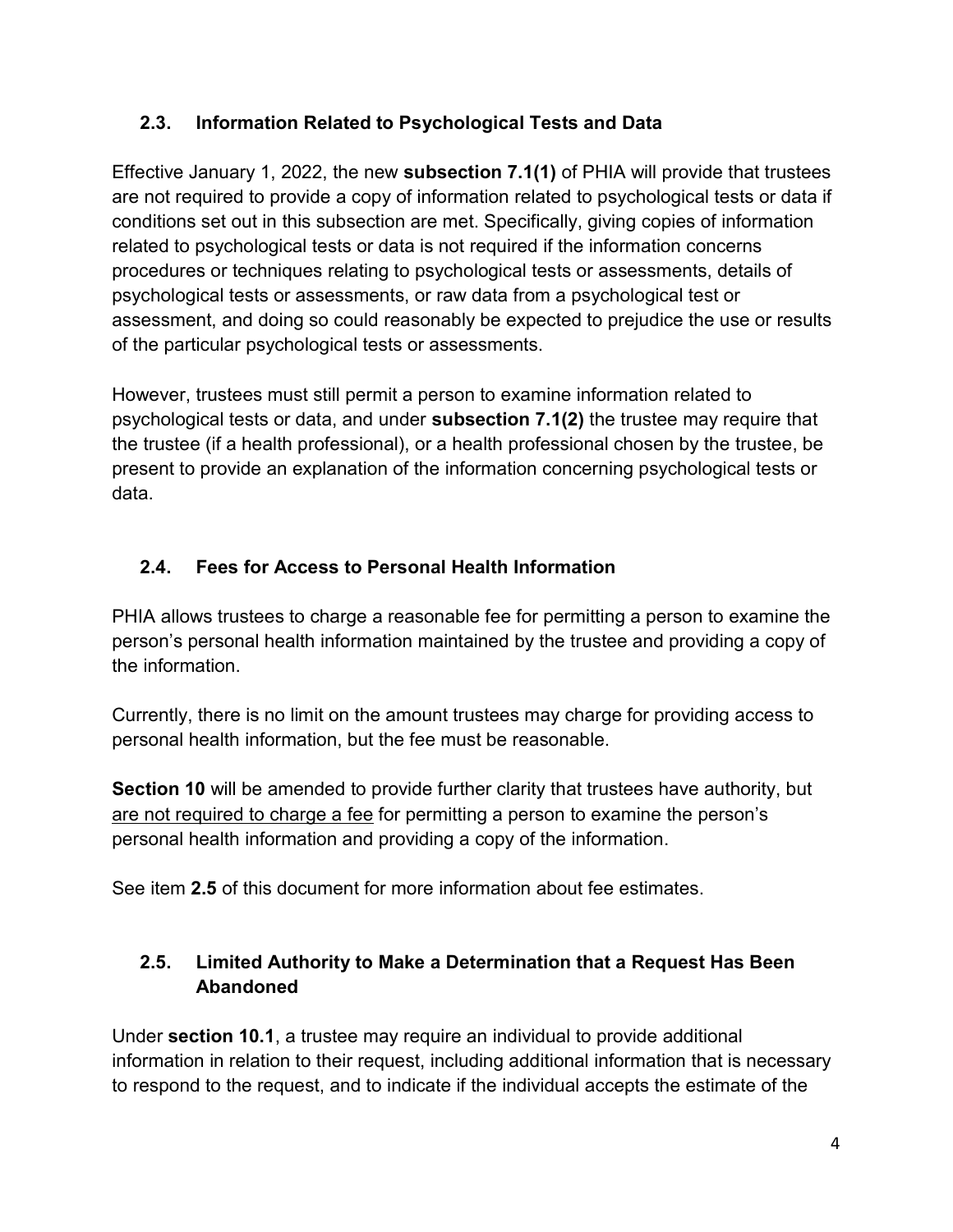### 2.3. Information Related to Psychological Tests and Data

Effective January 1, 2022, the new **subsection 7.1(1)** of PHIA will provide that trustees are not required to provide a copy of information related to psychological tests or data if conditions set out in this subsection are met. Specifically, giving copies of information related to psychological tests or data is not required if the information concerns procedures or techniques relating to psychological tests or assessments, details of psychological tests or assessments, or raw data from a psychological test or assessment, and doing so could reasonably be expected to prejudice the use or results of the particular psychological tests or assessments.

However, trustees must still permit a person to examine information related to psychological tests or data, and under **subsection 7.1(2)** the trustee may require that the trustee (if a health professional), or a health professional chosen by the trustee, be present to provide an explanation of the information concerning psychological tests or data.

### 2.4. Fees for Access to Personal Health Information

PHIA allows trustees to charge a reasonable fee for permitting a person to examine the person's personal health information maintained by the trustee and providing a copy of the information.

Currently, there is no limit on the amount trustees may charge for providing access to personal health information, but the fee must be reasonable.

**Section 10** will be amended to provide further clarity that trustees have authority, but <u>are not required to charge a fee</u> for permitting a person to examine the person's personal health information and providing a copy of the information.

See item **2.5** of this document for more information about fee estimates.

### 2.5. Limited Authority to Make a Determination that a Request Has Been Abandoned

Under **section 10.1**, a trustee may require an individual to provide additional information in relation to their request, including additional information that is necessary to respond to the request, and to indicate if the individual accepts the estimate of the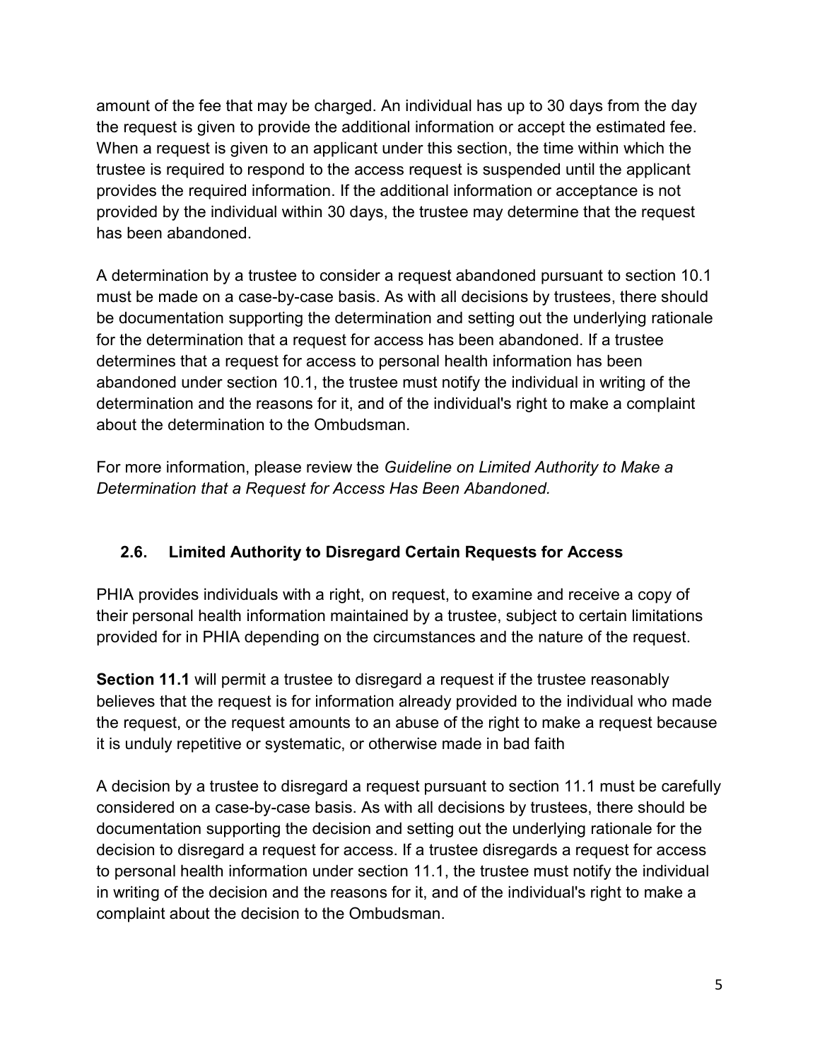amount of the fee that may be charged. An individual has up to 30 days from the day the request is given to provide the additional information or accept the estimated fee. When a request is given to an applicant under this section, the time within which the trustee is required to respond to the access request is suspended until the applicant provides the required information. If the additional information or acceptance is not provided by the individual within 30 days, the trustee may determine that the request has been abandoned.

A determination by a trustee to consider a request abandoned pursuant to section 10.1 must be made on a case-by-case basis. As with all decisions by trustees, there should be documentation supporting the determination and setting out the underlying rationale for the determination that a request for access has been abandoned. If a trustee determines that a request for access to personal health information has been abandoned under section 10.1, the trustee must notify the individual in writing of the determination and the reasons for it, and of the individual's right to make a complaint about the determination to the Ombudsman.

For more information, please review the *Guideline on Limited Authority to Make a Determination that a Request for Access Has Been Abandoned.*

## 2.6. Limited Authority to Disregard Certain Requests for Access

PHIA provides individuals with a right, on request, to examine and receive a copy of their personal health information maintained by a trustee, subject to certain limitations provided for in PHIA depending on the circumstances and the nature of the request.

**Section 11.1** will permit a trustee to disregard a request if the trustee reasonably believes that the request is for information already provided to the individual who made the request, or the request amounts to an abuse of the right to make a request because it is unduly repetitive or systematic, or otherwise made in bad faith

A decision by a trustee to disregard a request pursuant to section 11.1 must be carefully considered on a case-by-case basis. As with all decisions by trustees, there should be documentation supporting the decision and setting out the underlying rationale for the decision to disregard a request for access. If a trustee disregards a request for access to personal health information under section 11.1, the trustee must notify the individual in writing of the decision and the reasons for it, and of the individual's right to make a complaint about the decision to the Ombudsman.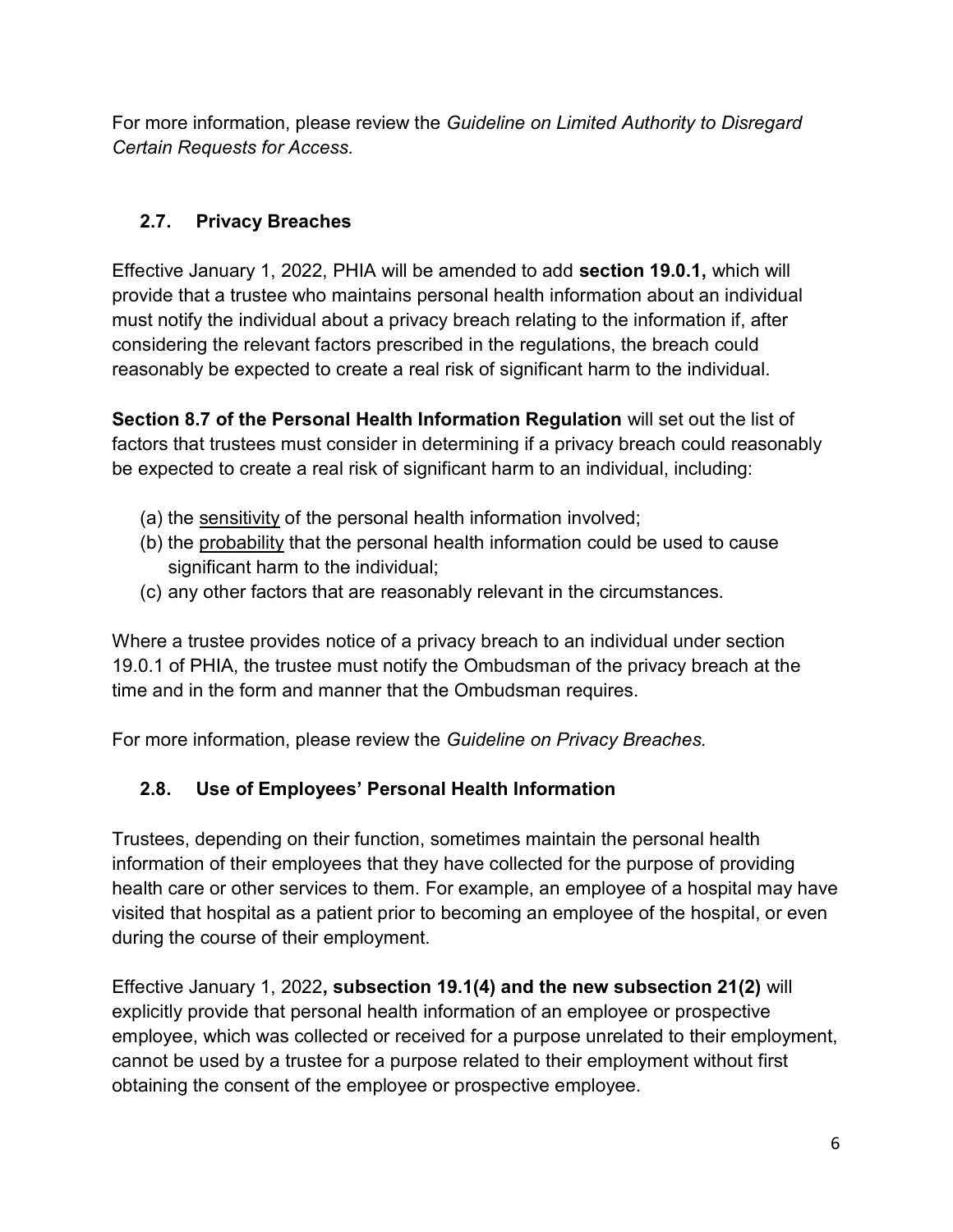For more information, please review the *Guideline on Limited Authority to Disregard Certain Requests for Access.*

## 2.7. Privacy Breaches

Effective January 1, 2022, PHIA will be amended to add **section 19.0.1,** which will provide that a trustee who maintains personal health information about an individual must notify the individual about a privacy breach relating to the information if, after considering the relevant factors prescribed in the regulations, the breach could reasonably be expected to create a real risk of significant harm to the individual.

**Section 8.7 of the Personal Health Information Regulation** will set out the list of factors that trustees must consider in determining if a privacy breach could reasonably be expected to create a real risk of significant harm to an individual, including:

(a) the <u>sensitivity</u> of the personal health information involved;
(b) the <u>probability</u> that the personal health information could be used to cause significant harm to the individual;
(c) any other factors that are reasonably relevant in the circumstances.

Where a trustee provides notice of a privacy breach to an individual under section 19.0.1 of PHIA, the trustee must notify the Ombudsman of the privacy breach at the time and in the form and manner that the Ombudsman requires.

For more information, please review the *Guideline on Privacy Breaches.*

## 2.8. Use of Employees' Personal Health Information

Trustees, depending on their function, sometimes maintain the personal health information of their employees that they have collected for the purpose of providing health care or other services to them. For example, an employee of a hospital may have visited that hospital as a patient prior to becoming an employee of the hospital, or even during the course of their employment.

Effective January 1, 2022**, subsection 19.1(4) and the new subsection 21(2)** will explicitly provide that personal health information of an employee or prospective employee, which was collected or received for a purpose unrelated to their employment, cannot be used by a trustee for a purpose related to their employment without first obtaining the consent of the employee or prospective employee.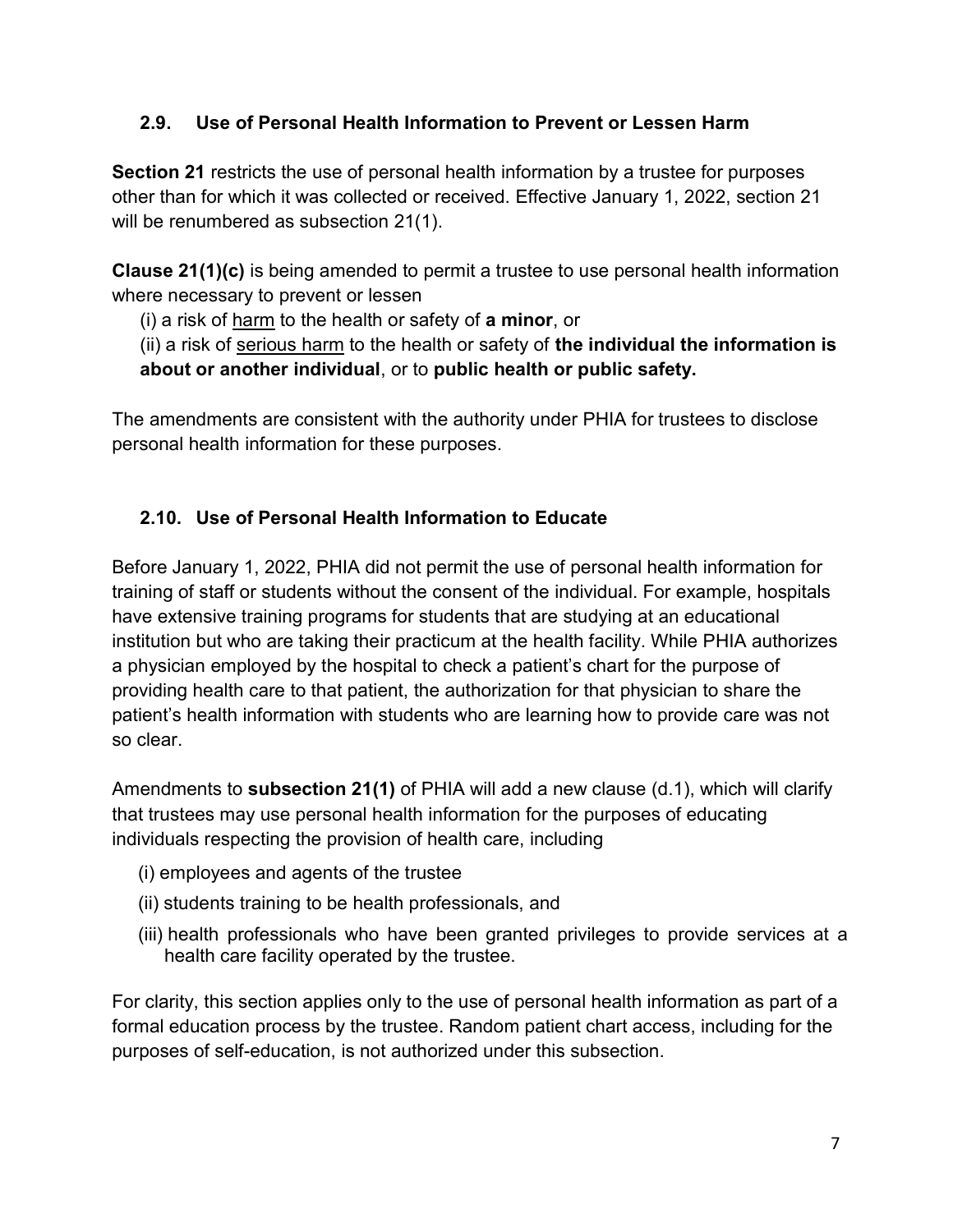## 2.9. Use of Personal Health Information to Prevent or Lessen Harm

**Section 21** restricts the use of personal health information by a trustee for purposes other than for which it was collected or received. Effective January 1, 2022, section 21 will be renumbered as subsection 21(1).

**Clause 21(1)(c)** is being amended to permit a trustee to use personal health information where necessary to prevent or lessen

(i) a risk of <u>harm</u> to the health or safety of **a minor**, or

(ii) a risk of <u>serious harm</u> to the health or safety of **the individual the information is about or another individual**, or to **public health or public safety.**

The amendments are consistent with the authority under PHIA for trustees to disclose personal health information for these purposes.

## 2.10. Use of Personal Health Information to Educate

Before January 1, 2022, PHIA did not permit the use of personal health information for training of staff or students without the consent of the individual. For example, hospitals have extensive training programs for students that are studying at an educational institution but who are taking their practicum at the health facility. While PHIA authorizes a physician employed by the hospital to check a patient's chart for the purpose of providing health care to that patient, the authorization for that physician to share the patient's health information with students who are learning how to provide care was not so clear.

Amendments to **subsection 21(1)** of PHIA will add a new clause (d.1), which will clarify that trustees may use personal health information for the purposes of educating individuals respecting the provision of health care, including

(i) employees and agents of the trustee

(ii) students training to be health professionals, and

(iii) health professionals who have been granted privileges to provide services at a health care facility operated by the trustee.

For clarity, this section applies only to the use of personal health information as part of a formal education process by the trustee. Random patient chart access, including for the purposes of self-education, is not authorized under this subsection.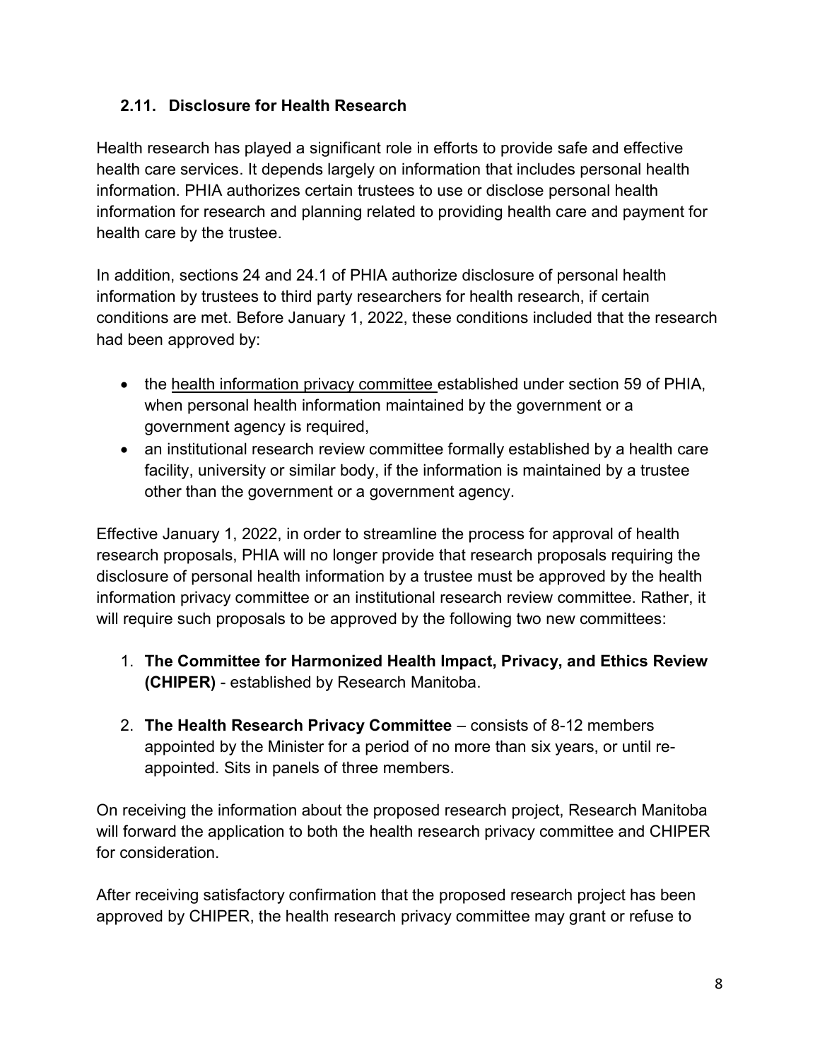### 2.11. Disclosure for Health Research

Health research has played a significant role in efforts to provide safe and effective health care services. It depends largely on information that includes personal health information. PHIA authorizes certain trustees to use or disclose personal health information for research and planning related to providing health care and payment for health care by the trustee.

In addition, sections 24 and 24.1 of PHIA authorize disclosure of personal health information by trustees to third party researchers for health research, if certain conditions are met. Before January 1, 2022, these conditions included that the research had been approved by:

- the health information privacy committee established under section 59 of PHIA, when personal health information maintained by the government or a government agency is required,
- an institutional research review committee formally established by a health care facility, university or similar body, if the information is maintained by a trustee other than the government or a government agency.

Effective January 1, 2022, in order to streamline the process for approval of health research proposals, PHIA will no longer provide that research proposals requiring the disclosure of personal health information by a trustee must be approved by the health information privacy committee or an institutional research review committee. Rather, it will require such proposals to be approved by the following two new committees:

1. **The Committee for Harmonized Health Impact, Privacy, and Ethics Review (CHIPER)** - established by Research Manitoba.

2. **The Health Research Privacy Committee** – consists of 8-12 members appointed by the Minister for a period of no more than six years, or until re-appointed. Sits in panels of three members.

On receiving the information about the proposed research project, Research Manitoba will forward the application to both the health research privacy committee and CHIPER for consideration.

After receiving satisfactory confirmation that the proposed research project has been approved by CHIPER, the health research privacy committee may grant or refuse to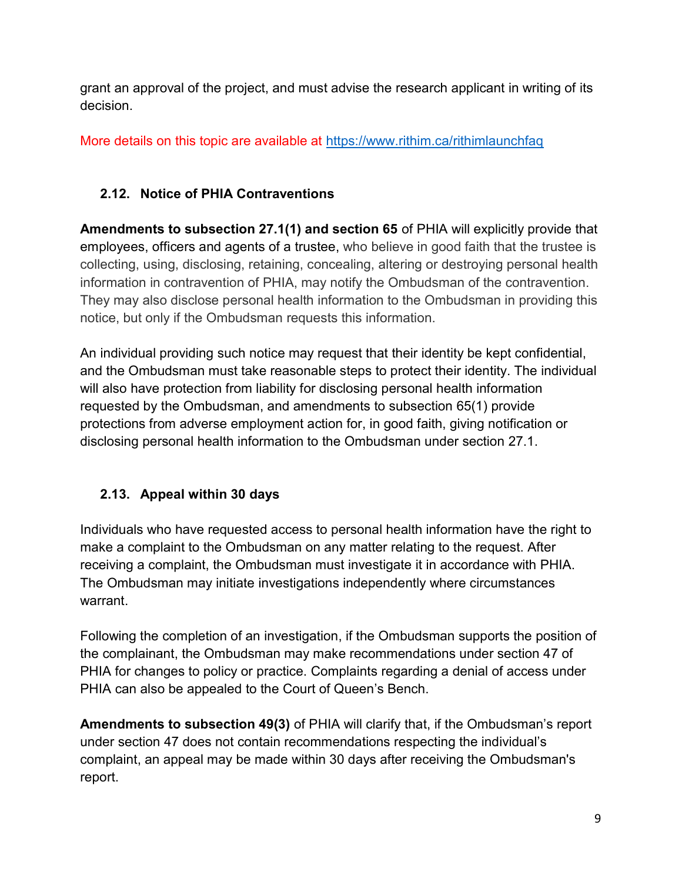grant an approval of the project, and must advise the research applicant in writing of its decision.

More details on this topic are available at [https://www.rithim.ca/rithimlaunchfaq](https://www.rithim.ca/rithimlaunchfaq)

### 2.12. Notice of PHIA Contraventions

**Amendments to subsection 27.1(1) and section 65** of PHIA will explicitly provide that employees, officers and agents of a trustee, who believe in good faith that the trustee is collecting, using, disclosing, retaining, concealing, altering or destroying personal health information in contravention of PHIA, may notify the Ombudsman of the contravention. They may also disclose personal health information to the Ombudsman in providing this notice, but only if the Ombudsman requests this information.

An individual providing such notice may request that their identity be kept confidential, and the Ombudsman must take reasonable steps to protect their identity. The individual will also have protection from liability for disclosing personal health information requested by the Ombudsman, and amendments to subsection 65(1) provide protections from adverse employment action for, in good faith, giving notification or disclosing personal health information to the Ombudsman under section 27.1.

### 2.13. Appeal within 30 days

Individuals who have requested access to personal health information have the right to make a complaint to the Ombudsman on any matter relating to the request. After receiving a complaint, the Ombudsman must investigate it in accordance with PHIA. The Ombudsman may initiate investigations independently where circumstances warrant.

Following the completion of an investigation, if the Ombudsman supports the position of the complainant, the Ombudsman may make recommendations under section 47 of PHIA for changes to policy or practice. Complaints regarding a denial of access under PHIA can also be appealed to the Court of Queen's Bench.

**Amendments to subsection 49(3)** of PHIA will clarify that, if the Ombudsman's report under section 47 does not contain recommendations respecting the individual's complaint, an appeal may be made within 30 days after receiving the Ombudsman's report.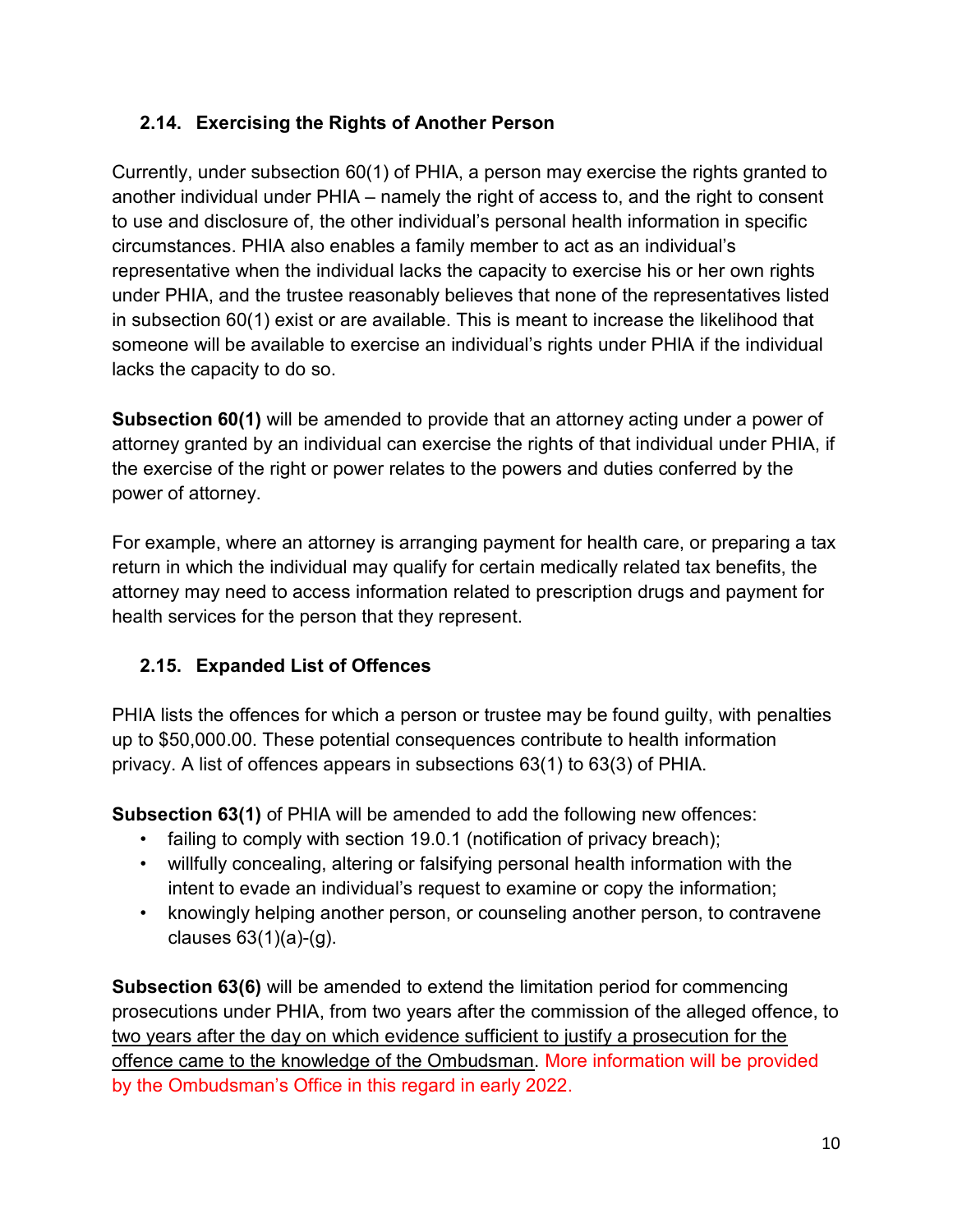### 2.14. Exercising the Rights of Another Person

Currently, under subsection 60(1) of PHIA, a person may exercise the rights granted to another individual under PHIA – namely the right of access to, and the right to consent to use and disclosure of, the other individual's personal health information in specific circumstances. PHIA also enables a family member to act as an individual's representative when the individual lacks the capacity to exercise his or her own rights under PHIA, and the trustee reasonably believes that none of the representatives listed in subsection 60(1) exist or are available. This is meant to increase the likelihood that someone will be available to exercise an individual's rights under PHIA if the individual lacks the capacity to do so.

**Subsection 60(1)** will be amended to provide that an attorney acting under a power of attorney granted by an individual can exercise the rights of that individual under PHIA, if the exercise of the right or power relates to the powers and duties conferred by the power of attorney.

For example, where an attorney is arranging payment for health care, or preparing a tax return in which the individual may qualify for certain medically related tax benefits, the attorney may need to access information related to prescription drugs and payment for health services for the person that they represent.

### 2.15. Expanded List of Offences

PHIA lists the offences for which a person or trustee may be found guilty, with penalties up to $50,000.00. These potential consequences contribute to health information privacy. A list of offences appears in subsections 63(1) to 63(3) of PHIA.

**Subsection 63(1)** of PHIA will be amended to add the following new offences:

- failing to comply with section 19.0.1 (notification of privacy breach);
- willfully concealing, altering or falsifying personal health information with the intent to evade an individual's request to examine or copy the information;
- knowingly helping another person, or counseling another person, to contravene clauses 63(1)(a)-(g).

**Subsection 63(6)** will be amended to extend the limitation period for commencing prosecutions under PHIA, from two years after the commission of the alleged offence, to <u>two years after the day on which evidence sufficient to justify a prosecution for the offence came to the knowledge of the Ombudsman</u>. More information will be provided by the Ombudsman's Office in this regard in early 2022.